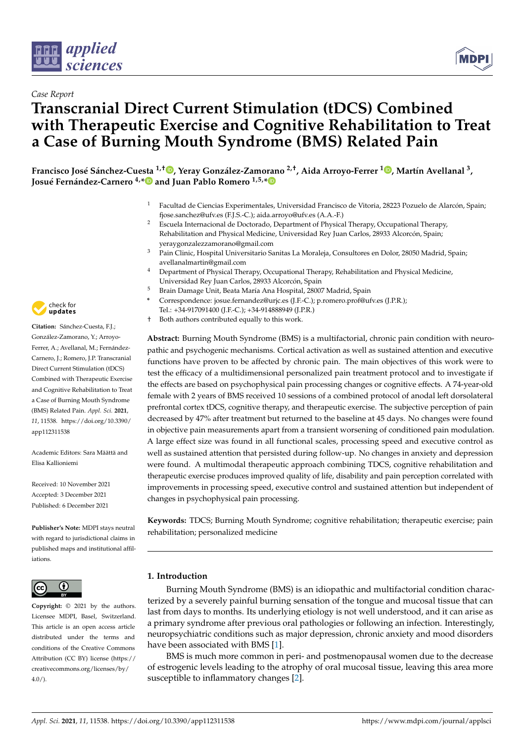*Case Report*

# Transcranial Direct Current Stimulation (tDCS) Combined with Therapeutic Exercise and Cognitive Rehabilitation to Treat a Case of Burning Mouth Syndrome (BMS) Related Pain

**Francisco José Sánchez-Cuesta [1,†], Yeray González-Zamorano [2,†], Aida Arroyo-Ferrer [1], Martín Avellanal [3], Josué Fernández-Carnero [4,*] and Juan Pablo Romero [1,5,*]**

1. Facultad de Ciencias Experimentales, Universidad Francisco de Vitoria, 28223 Pozuelo de Alarcón, Spain; fjose.sanchez@ufv.es (F.J.S.-C.); aida.arroyo@ufv.es (A.A.-F.)
2. Escuela Internacional de Doctorado, Department of Physical Therapy, Occupational Therapy, Rehabilitation and Physical Medicine, Universidad Rey Juan Carlos, 28933 Alcorcón, Spain; yeraygonzalezzamorano@gmail.com
3. Pain Clinic, Hospital Universitario Sanitas La Moraleja, Consultores en Dolor, 28050 Madrid, Spain; avellanalmartin@gmail.com
4. Department of Physical Therapy, Occupational Therapy, Rehabilitation and Physical Medicine, Universidad Rey Juan Carlos, 28933 Alcorcón, Spain
5. Brain Damage Unit, Beata María Ana Hospital, 28007 Madrid, Spain

\* Correspondence: josue.fernandez@urjc.es (J.F.-C.); p.romero.prof@ufv.es (J.P.R.); Tel.: +34-917091400 (J.F.-C.); +34-914888949 (J.P.R.)

† Both authors contributed equally to this work.

**Citation:** Sánchez-Cuesta, F.J.; González-Zamorano, Y.; Arroyo-Ferrer, A.; Avellanal, M.; Fernández-Carnero, J.; Romero, J.P. Transcranial Direct Current Stimulation (tDCS) Combined with Therapeutic Exercise and Cognitive Rehabilitation to Treat a Case of Burning Mouth Syndrome (BMS) Related Pain. *Appl. Sci.* **2021**, *11*, 11538. https://doi.org/10.3390/app112311538

Academic Editors: Sara Määttä and Elisa Kallioniemi

Received: 10 November 2021
Accepted: 3 December 2021
Published: 6 December 2021

**Publisher's Note:** MDPI stays neutral with regard to jurisdictional claims in published maps and institutional affiliations.

**Copyright:** © 2021 by the authors. Licensee MDPI, Basel, Switzerland. This article is an open access article distributed under the terms and conditions of the Creative Commons Attribution (CC BY) license (https://creativecommons.org/licenses/by/4.0/).

**Abstract:** Burning Mouth Syndrome (BMS) is a multifactorial, chronic pain condition with neuropathic and psychogenic mechanisms. Cortical activation as well as sustained attention and executive functions have proven to be affected by chronic pain. The main objectives of this work were to test the efficacy of a multidimensional personalized pain treatment protocol and to investigate if the effects are based on psychophysical pain processing changes or cognitive effects. A 74-year-old female with 2 years of BMS received 10 sessions of a combined protocol of anodal left dorsolateral prefrontal cortex tDCS, cognitive therapy, and therapeutic exercise. The subjective perception of pain decreased by 47% after treatment but returned to the baseline at 45 days. No changes were found in objective pain measurements apart from a transient worsening of conditioned pain modulation. A large effect size was found in all functional scales, processing speed and executive control as well as sustained attention that persisted during follow-up. No changes in anxiety and depression were found. A multimodal therapeutic approach combining TDCS, cognitive rehabilitation and therapeutic exercise produces improved quality of life, disability and pain perception correlated with improvements in processing speed, executive control and sustained attention but independent of changes in psychophysical pain processing.

**Keywords:** TDCS; Burning Mouth Syndrome; cognitive rehabilitation; therapeutic exercise; pain rehabilitation; personalized medicine

## 1. Introduction

Burning Mouth Syndrome (BMS) is an idiopathic and multifactorial condition characterized by a severely painful burning sensation of the tongue and mucosal tissue that can last from days to months. Its underlying etiology is not well understood, and it can arise as a primary syndrome after previous oral pathologies or following an infection. Interestingly, neuropsychiatric conditions such as major depression, chronic anxiety and mood disorders have been associated with BMS [1].

BMS is much more common in peri- and postmenopausal women due to the decrease of estrogenic levels leading to the atrophy of oral mucosal tissue, leaving this area more susceptible to inflammatory changes [2].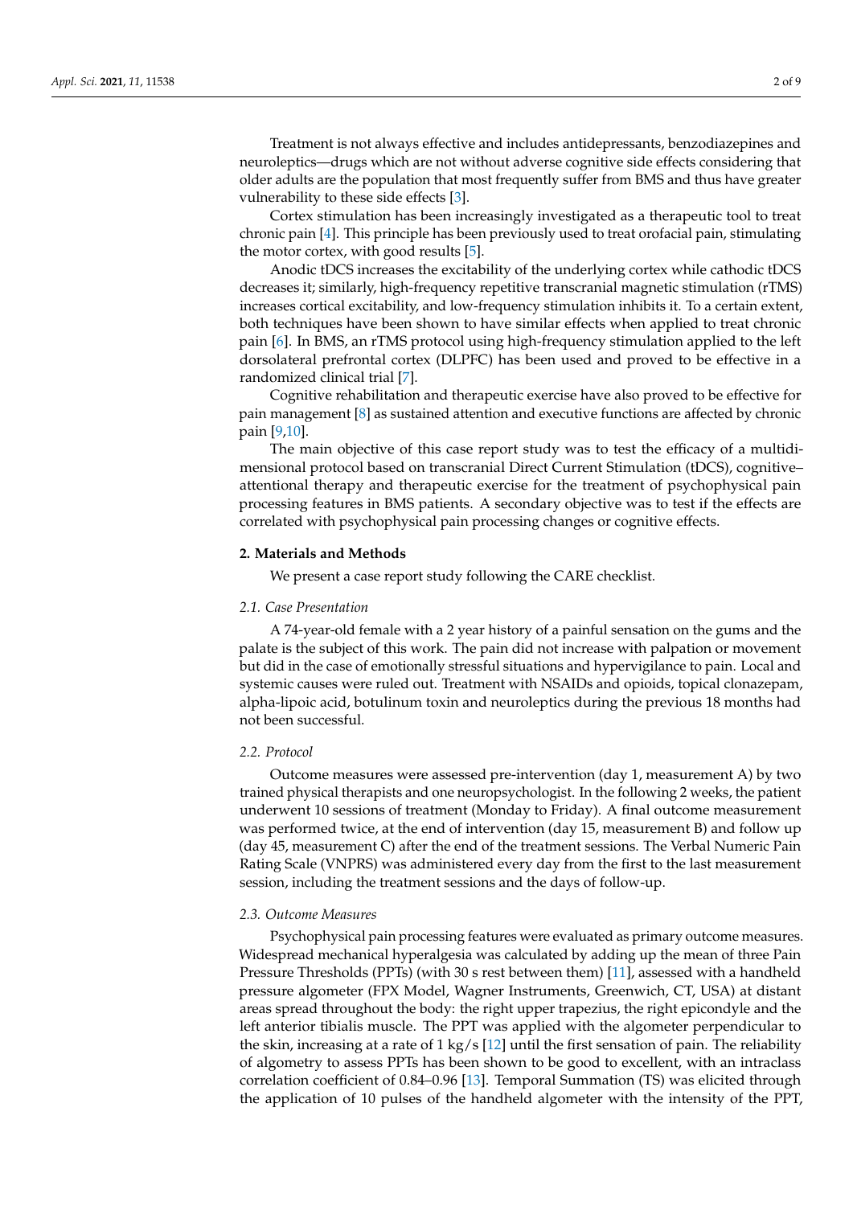Treatment is not always effective and includes antidepressants, benzodiazepines and neuroleptics—drugs which are not without adverse cognitive side effects considering that older adults are the population that most frequently suffer from BMS and thus have greater vulnerability to these side effects [3].

Cortex stimulation has been increasingly investigated as a therapeutic tool to treat chronic pain [4]. This principle has been previously used to treat orofacial pain, stimulating the motor cortex, with good results [5].

Anodic tDCS increases the excitability of the underlying cortex while cathodic tDCS decreases it; similarly, high-frequency repetitive transcranial magnetic stimulation (rTMS) increases cortical excitability, and low-frequency stimulation inhibits it. To a certain extent, both techniques have been shown to have similar effects when applied to treat chronic pain [6]. In BMS, an rTMS protocol using high-frequency stimulation applied to the left dorsolateral prefrontal cortex (DLPFC) has been used and proved to be effective in a randomized clinical trial [7].

Cognitive rehabilitation and therapeutic exercise have also proved to be effective for pain management [8] as sustained attention and executive functions are affected by chronic pain [9,10].

The main objective of this case report study was to test the efficacy of a multidimensional protocol based on transcranial Direct Current Stimulation (tDCS), cognitive–attentional therapy and therapeutic exercise for the treatment of psychophysical pain processing features in BMS patients. A secondary objective was to test if the effects are correlated with psychophysical pain processing changes or cognitive effects.

## 2. Materials and Methods

We present a case report study following the CARE checklist.

### *2.1. Case Presentation*

A 74-year-old female with a 2 year history of a painful sensation on the gums and the palate is the subject of this work. The pain did not increase with palpation or movement but did in the case of emotionally stressful situations and hypervigilance to pain. Local and systemic causes were ruled out. Treatment with NSAIDs and opioids, topical clonazepam, alpha-lipoic acid, botulinum toxin and neuroleptics during the previous 18 months had not been successful.

### *2.2. Protocol*

Outcome measures were assessed pre-intervention (day 1, measurement A) by two trained physical therapists and one neuropsychologist. In the following 2 weeks, the patient underwent 10 sessions of treatment (Monday to Friday). A final outcome measurement was performed twice, at the end of intervention (day 15, measurement B) and follow up (day 45, measurement C) after the end of the treatment sessions. The Verbal Numeric Pain Rating Scale (VNPRS) was administered every day from the first to the last measurement session, including the treatment sessions and the days of follow-up.

### *2.3. Outcome Measures*

Psychophysical pain processing features were evaluated as primary outcome measures. Widespread mechanical hyperalgesia was calculated by adding up the mean of three Pain Pressure Thresholds (PPTs) (with 30 s rest between them) [11], assessed with a handheld pressure algometer (FPX Model, Wagner Instruments, Greenwich, CT, USA) at distant areas spread throughout the body: the right upper trapezius, the right epicondyle and the left anterior tibialis muscle. The PPT was applied with the algometer perpendicular to the skin, increasing at a rate of 1 kg/s [12] until the first sensation of pain. The reliability of algometry to assess PPTs has been shown to be good to excellent, with an intraclass correlation coefficient of 0.84–0.96 [13]. Temporal Summation (TS) was elicited through the application of 10 pulses of the handheld algometer with the intensity of the PPT,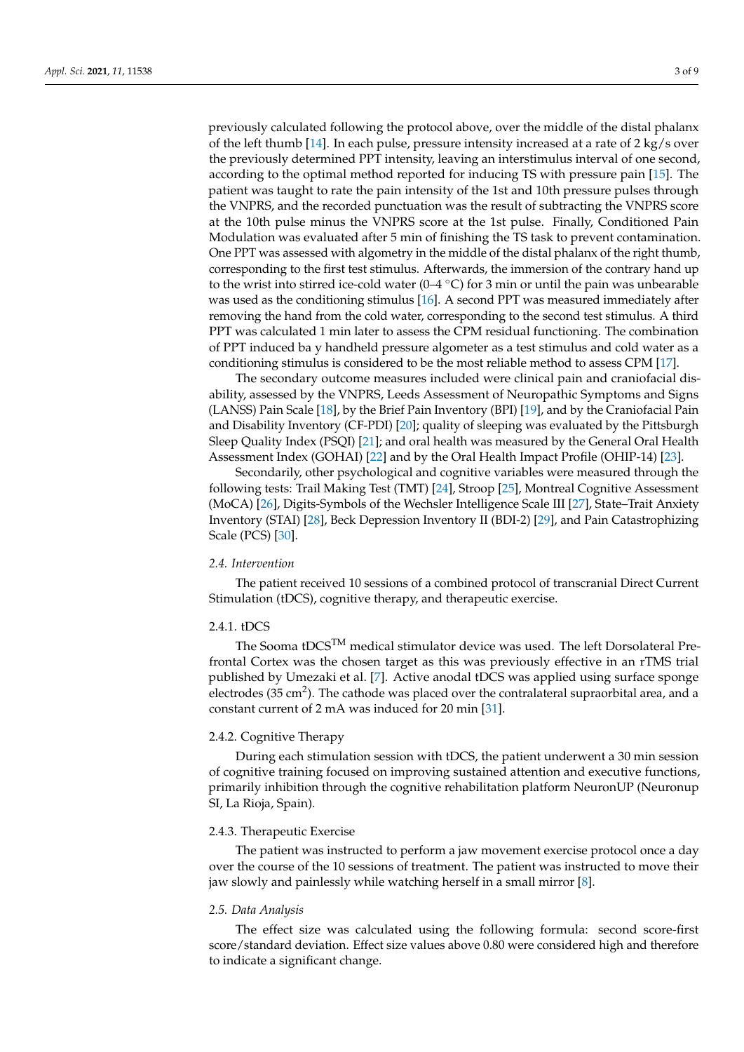previously calculated following the protocol above, over the middle of the distal phalanx of the left thumb [14]. In each pulse, pressure intensity increased at a rate of 2 kg/s over the previously determined PPT intensity, leaving an interstimulus interval of one second, according to the optimal method reported for inducing TS with pressure pain [15]. The patient was taught to rate the pain intensity of the 1st and 10th pressure pulses through the VNPRS, and the recorded punctuation was the result of subtracting the VNPRS score at the 10th pulse minus the VNPRS score at the 1st pulse. Finally, Conditioned Pain Modulation was evaluated after 5 min of finishing the TS task to prevent contamination. One PPT was assessed with algometry in the middle of the distal phalanx of the right thumb, corresponding to the first test stimulus. Afterwards, the immersion of the contrary hand up to the wrist into stirred ice-cold water (0–4 °C) for 3 min or until the pain was unbearable was used as the conditioning stimulus [16]. A second PPT was measured immediately after removing the hand from the cold water, corresponding to the second test stimulus. A third PPT was calculated 1 min later to assess the CPM residual functioning. The combination of PPT induced ba y handheld pressure algometer as a test stimulus and cold water as a conditioning stimulus is considered to be the most reliable method to assess CPM [17].

The secondary outcome measures included were clinical pain and craniofacial disability, assessed by the VNPRS, Leeds Assessment of Neuropathic Symptoms and Signs (LANSS) Pain Scale [18], by the Brief Pain Inventory (BPI) [19], and by the Craniofacial Pain and Disability Inventory (CF-PDI) [20]; quality of sleeping was evaluated by the Pittsburgh Sleep Quality Index (PSQI) [21]; and oral health was measured by the General Oral Health Assessment Index (GOHAI) [22] and by the Oral Health Impact Profile (OHIP-14) [23].

Secondarily, other psychological and cognitive variables were measured through the following tests: Trail Making Test (TMT) [24], Stroop [25], Montreal Cognitive Assessment (MoCA) [26], Digits-Symbols of the Wechsler Intelligence Scale III [27], State–Trait Anxiety Inventory (STAI) [28], Beck Depression Inventory II (BDI-2) [29], and Pain Catastrophizing Scale (PCS) [30].

### *2.4. Intervention*

The patient received 10 sessions of a combined protocol of transcranial Direct Current Stimulation (tDCS), cognitive therapy, and therapeutic exercise.

#### 2.4.1. tDCS

The Sooma tDCS™ medical stimulator device was used. The left Dorsolateral Prefrontal Cortex was the chosen target as this was previously effective in an rTMS trial published by Umezaki et al. [7]. Active anodal tDCS was applied using surface sponge electrodes (35 $cm^2$). The cathode was placed over the contralateral supraorbital area, and a constant current of 2 mA was induced for 20 min [31].

#### 2.4.2. Cognitive Therapy

During each stimulation session with tDCS, the patient underwent a 30 min session of cognitive training focused on improving sustained attention and executive functions, primarily inhibition through the cognitive rehabilitation platform NeuronUP (Neuronup SI, La Rioja, Spain).

#### 2.4.3. Therapeutic Exercise

The patient was instructed to perform a jaw movement exercise protocol once a day over the course of the 10 sessions of treatment. The patient was instructed to move their jaw slowly and painlessly while watching herself in a small mirror [8].

### *2.5. Data Analysis*

The effect size was calculated using the following formula: second score-first score/standard deviation. Effect size values above 0.80 were considered high and therefore to indicate a significant change.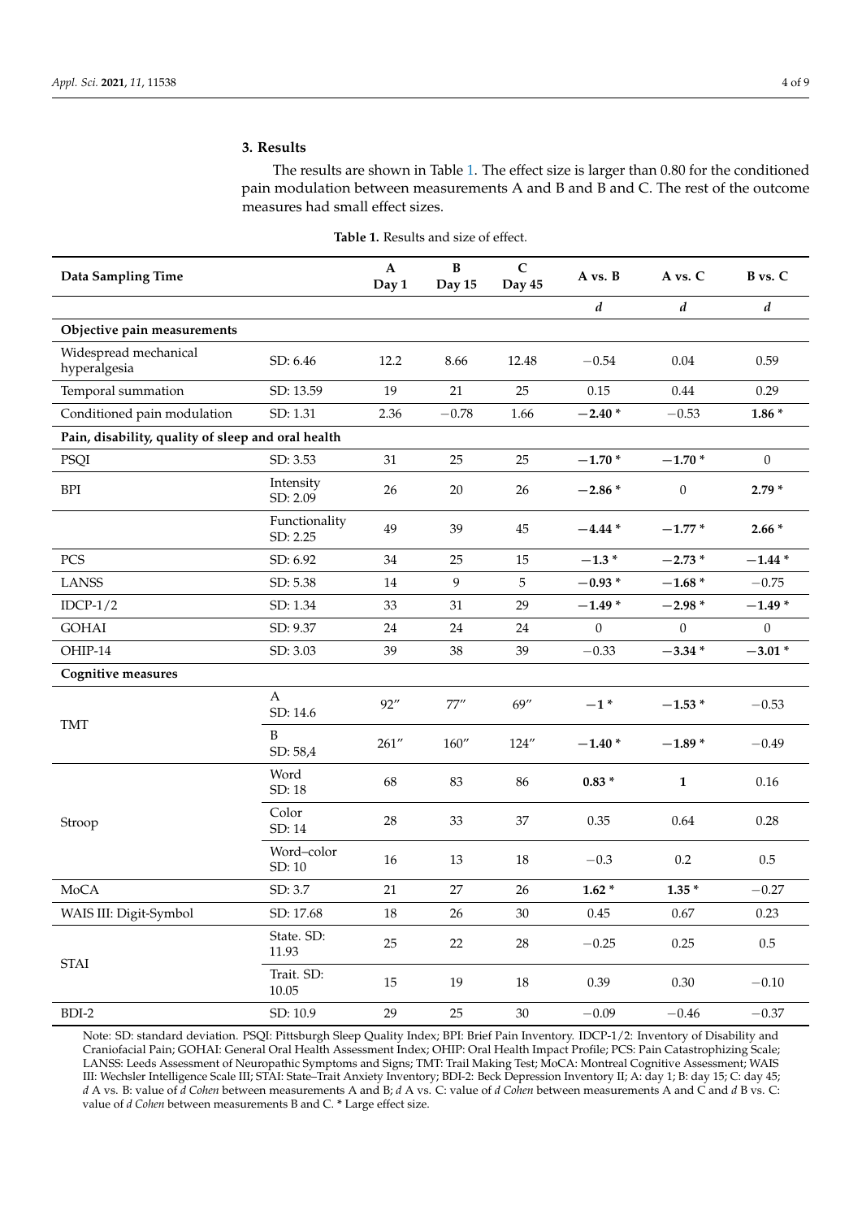## 3. Results

The results are shown in Table 1. The effect size is larger than 0.80 for the conditioned pain modulation between measurements A and B and B and C. The rest of the outcome measures had small effect sizes.

**Table 1.** Results and size of effect.

| Data Sampling Time | | A Day 1 | B Day 15 | C Day 45 | A vs. B | A vs. C | B vs. C |
|---|---|---|---|---|---|---|---|
| | | | | | *d* | *d* | *d* |
| **Objective pain measurements** | | | | | | | |
| Widespread mechanical hyperalgesia | SD: 6.46 | 12.2 | 8.66 | 12.48 | −0.54 | 0.04 | 0.59 |
| Temporal summation | SD: 13.59 | 19 | 21 | 25 | 0.15 | 0.44 | 0.29 |
| Conditioned pain modulation | SD: 1.31 | 2.36 | −0.78 | 1.66 | **−2.40 \*** | −0.53 | **1.86 \*** |
| **Pain, disability, quality of sleep and oral health** | | | | | | | |
| PSQI | SD: 3.53 | 31 | 25 | 25 | **−1.70 \*** | **−1.70 \*** | 0 |
| BPI | Intensity SD: 2.09 | 26 | 20 | 26 | **−2.86 \*** | 0 | **2.79 \*** |
| | Functionality SD: 2.25 | 49 | 39 | 45 | **−4.44 \*** | **−1.77 \*** | **2.66 \*** |
| PCS | SD: 6.92 | 34 | 25 | 15 | **−1.3 \*** | **−2.73 \*** | **−1.44 \*** |
| LANSS | SD: 5.38 | 14 | 9 | 5 | **−0.93 \*** | **−1.68 \*** | −0.75 |
| IDCP-1/2 | SD: 1.34 | 33 | 31 | 29 | **−1.49 \*** | **−2.98 \*** | **−1.49 \*** |
| GOHAI | SD: 9.37 | 24 | 24 | 24 | 0 | 0 | 0 |
| OHIP-14 | SD: 3.03 | 39 | 38 | 39 | −0.33 | **−3.34 \*** | **−3.01 \*** |
| **Cognitive measures** | | | | | | | |
| TMT | A SD: 14.6 | 92″ | 77″ | 69″ | **−1 \*** | **−1.53 \*** | −0.53 |
| | B SD: 58,4 | 261″ | 160″ | 124″ | **−1.40 \*** | **−1.89 \*** | −0.49 |
| Stroop | Word SD: 18 | 68 | 83 | 86 | **0.83 \*** | **1** | 0.16 |
| | Color SD: 14 | 28 | 33 | 37 | 0.35 | 0.64 | 0.28 |
| | Word–color SD: 10 | 16 | 13 | 18 | −0.3 | 0.2 | 0.5 |
| MoCA | SD: 3.7 | 21 | 27 | 26 | **1.62 \*** | **1.35 \*** | −0.27 |
| WAIS III: Digit-Symbol | SD: 17.68 | 18 | 26 | 30 | 0.45 | 0.67 | 0.23 |
| STAI | State. SD: 11.93 | 25 | 22 | 28 | −0.25 | 0.25 | 0.5 |
| | Trait. SD: 10.05 | 15 | 19 | 18 | 0.39 | 0.30 | −0.10 |
| BDI-2 | SD: 10.9 | 29 | 25 | 30 | −0.09 | −0.46 | −0.37 |

Note: SD: standard deviation. PSQI: Pittsburgh Sleep Quality Index; BPI: Brief Pain Inventory. IDCP-1/2: Inventory of Disability and Craniofacial Pain; GOHAI: General Oral Health Assessment Index; OHIP: Oral Health Impact Profile; PCS: Pain Catastrophizing Scale; LANSS: Leeds Assessment of Neuropathic Symptoms and Signs; TMT: Trail Making Test; MoCA: Montreal Cognitive Assessment; WAIS III: Wechsler Intelligence Scale III; STAI: State–Trait Anxiety Inventory; BDI-2: Beck Depression Inventory II; A: day 1; B: day 15; C: day 45; *d* A vs. B: value of *d Cohen* between measurements A and B; *d* A vs. C: value of *d Cohen* between measurements A and C and *d* B vs. C: value of *d Cohen* between measurements B and C. * Large effect size.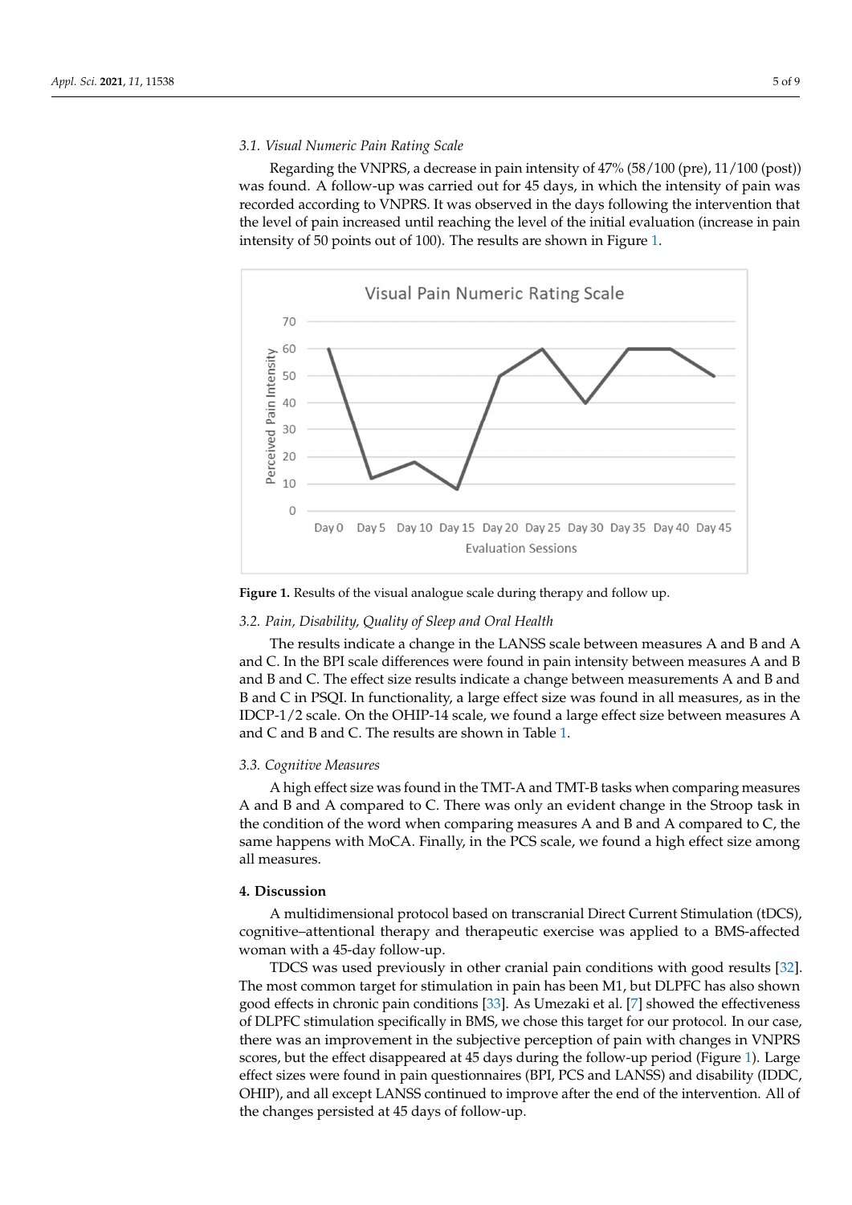### 3.1. Visual Numeric Pain Rating Scale

Regarding the VNPRS, a decrease in pain intensity of 47% (58/100 (pre), 11/100 (post)) was found. A follow-up was carried out for 45 days, in which the intensity of pain was recorded according to VNPRS. It was observed in the days following the intervention that the level of pain increased until reaching the level of the initial evaluation (increase in pain intensity of 50 points out of 100). The results are shown in Figure 1.

**Figure 1.** Results of the visual analogue scale during therapy and follow up.

### 3.2. Pain, Disability, Quality of Sleep and Oral Health

The results indicate a change in the LANSS scale between measures A and B and A and C. In the BPI scale differences were found in pain intensity between measures A and B and B and C. The effect size results indicate a change between measurements A and B and B and C in PSQI. In functionality, a large effect size was found in all measures, as in the IDCP-1/2 scale. On the OHIP-14 scale, we found a large effect size between measures A and C and B and C. The results are shown in Table 1.

### 3.3. Cognitive Measures

A high effect size was found in the TMT-A and TMT-B tasks when comparing measures A and B and A compared to C. There was only an evident change in the Stroop task in the condition of the word when comparing measures A and B and A compared to C, the same happens with MoCA. Finally, in the PCS scale, we found a high effect size among all measures.

## 4. Discussion

A multidimensional protocol based on transcranial Direct Current Stimulation (tDCS), cognitive–attentional therapy and therapeutic exercise was applied to a BMS-affected woman with a 45-day follow-up.

TDCS was used previously in other cranial pain conditions with good results [32]. The most common target for stimulation in pain has been M1, but DLPFC has also shown good effects in chronic pain conditions [33]. As Umezaki et al. [7] showed the effectiveness of DLPFC stimulation specifically in BMS, we chose this target for our protocol. In our case, there was an improvement in the subjective perception of pain with changes in VNPRS scores, but the effect disappeared at 45 days during the follow-up period (Figure 1). Large effect sizes were found in pain questionnaires (BPI, PCS and LANSS) and disability (IDDC, OHIP), and all except LANSS continued to improve after the end of the intervention. All of the changes persisted at 45 days of follow-up.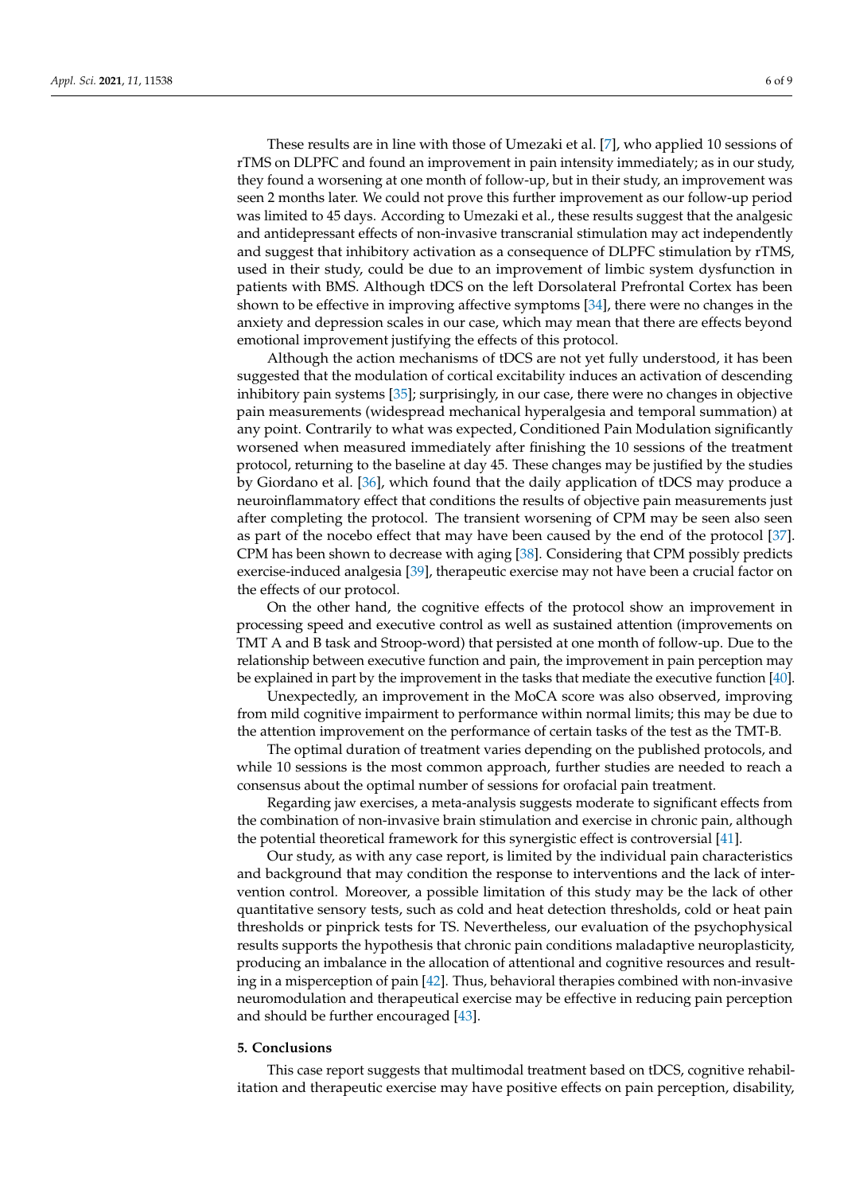These results are in line with those of Umezaki et al. [7], who applied 10 sessions of rTMS on DLPFC and found an improvement in pain intensity immediately; as in our study, they found a worsening at one month of follow-up, but in their study, an improvement was seen 2 months later. We could not prove this further improvement as our follow-up period was limited to 45 days. According to Umezaki et al., these results suggest that the analgesic and antidepressant effects of non-invasive transcranial stimulation may act independently and suggest that inhibitory activation as a consequence of DLPFC stimulation by rTMS, used in their study, could be due to an improvement of limbic system dysfunction in patients with BMS. Although tDCS on the left Dorsolateral Prefrontal Cortex has been shown to be effective in improving affective symptoms [34], there were no changes in the anxiety and depression scales in our case, which may mean that there are effects beyond emotional improvement justifying the effects of this protocol.

Although the action mechanisms of tDCS are not yet fully understood, it has been suggested that the modulation of cortical excitability induces an activation of descending inhibitory pain systems [35]; surprisingly, in our case, there were no changes in objective pain measurements (widespread mechanical hyperalgesia and temporal summation) at any point. Contrarily to what was expected, Conditioned Pain Modulation significantly worsened when measured immediately after finishing the 10 sessions of the treatment protocol, returning to the baseline at day 45. These changes may be justified by the studies by Giordano et al. [36], which found that the daily application of tDCS may produce a neuroinflammatory effect that conditions the results of objective pain measurements just after completing the protocol. The transient worsening of CPM may be seen also seen as part of the nocebo effect that may have been caused by the end of the protocol [37]. CPM has been shown to decrease with aging [38]. Considering that CPM possibly predicts exercise-induced analgesia [39], therapeutic exercise may not have been a crucial factor on the effects of our protocol.

On the other hand, the cognitive effects of the protocol show an improvement in processing speed and executive control as well as sustained attention (improvements on TMT A and B task and Stroop-word) that persisted at one month of follow-up. Due to the relationship between executive function and pain, the improvement in pain perception may be explained in part by the improvement in the tasks that mediate the executive function [40].

Unexpectedly, an improvement in the MoCA score was also observed, improving from mild cognitive impairment to performance within normal limits; this may be due to the attention improvement on the performance of certain tasks of the test as the TMT-B.

The optimal duration of treatment varies depending on the published protocols, and while 10 sessions is the most common approach, further studies are needed to reach a consensus about the optimal number of sessions for orofacial pain treatment.

Regarding jaw exercises, a meta-analysis suggests moderate to significant effects from the combination of non-invasive brain stimulation and exercise in chronic pain, although the potential theoretical framework for this synergistic effect is controversial [41].

Our study, as with any case report, is limited by the individual pain characteristics and background that may condition the response to interventions and the lack of intervention control. Moreover, a possible limitation of this study may be the lack of other quantitative sensory tests, such as cold and heat detection thresholds, cold or heat pain thresholds or pinprick tests for TS. Nevertheless, our evaluation of the psychophysical results supports the hypothesis that chronic pain conditions maladaptive neuroplasticity, producing an imbalance in the allocation of attentional and cognitive resources and resulting in a misperception of pain [42]. Thus, behavioral therapies combined with non-invasive neuromodulation and therapeutical exercise may be effective in reducing pain perception and should be further encouraged [43].

## 5. Conclusions

This case report suggests that multimodal treatment based on tDCS, cognitive rehabilitation and therapeutic exercise may have positive effects on pain perception, disability,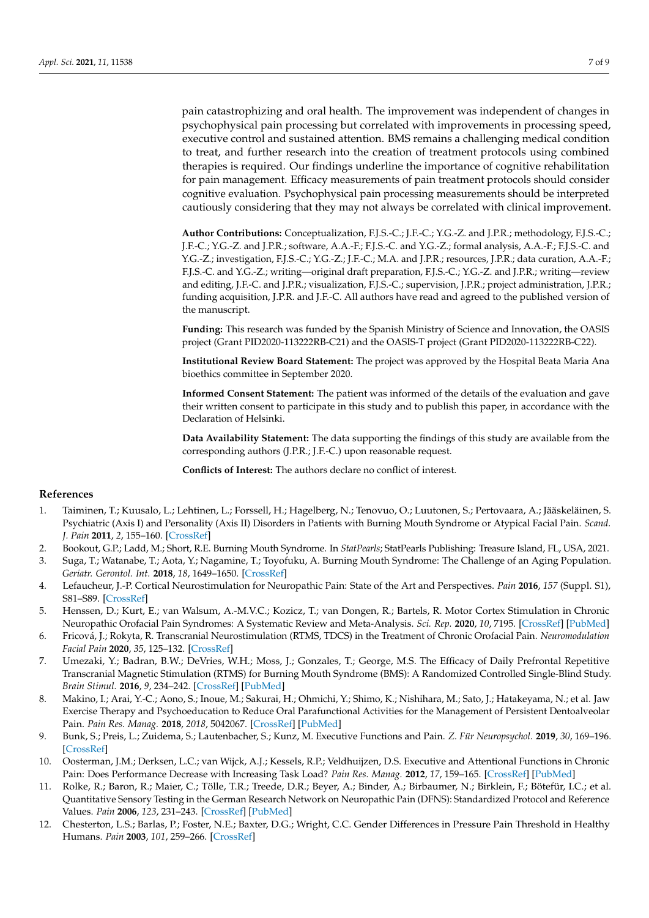pain catastrophizing and oral health. The improvement was independent of changes in psychophysical pain processing but correlated with improvements in processing speed, executive control and sustained attention. BMS remains a challenging medical condition to treat, and further research into the creation of treatment protocols using combined therapies is required. Our findings underline the importance of cognitive rehabilitation for pain management. Efficacy measurements of pain treatment protocols should consider cognitive evaluation. Psychophysical pain processing measurements should be interpreted cautiously considering that they may not always be correlated with clinical improvement.

**Author Contributions:** Conceptualization, F.J.S.-C.; J.F.-C.; Y.G.-Z. and J.P.R.; methodology, F.J.S.-C.; J.F.-C.; Y.G.-Z. and J.P.R.; software, A.A.-F.; F.J.S.-C. and Y.G.-Z.; formal analysis, A.A.-F.; F.J.S.-C. and Y.G.-Z.; investigation, F.J.S.-C.; Y.G.-Z.; J.F.-C.; M.A. and J.P.R.; resources, J.P.R.; data curation, A.A.-F.; F.J.S.-C. and Y.G.-Z.; writing—original draft preparation, F.J.S.-C.; Y.G.-Z. and J.P.R.; writing—review and editing, J.F.-C. and J.P.R.; visualization, F.J.S.-C.; supervision, J.P.R.; project administration, J.P.R.; funding acquisition, J.P.R. and J.F.-C. All authors have read and agreed to the published version of the manuscript.

**Funding:** This research was funded by the Spanish Ministry of Science and Innovation, the OASIS project (Grant PID2020-113222RB-C21) and the OASIS-T project (Grant PID2020-113222RB-C22).

**Institutional Review Board Statement:** The project was approved by the Hospital Beata Maria Ana bioethics committee in September 2020.

**Informed Consent Statement:** The patient was informed of the details of the evaluation and gave their written consent to participate in this study and to publish this paper, in accordance with the Declaration of Helsinki.

**Data Availability Statement:** The data supporting the findings of this study are available from the corresponding authors (J.P.R.; J.F.-C.) upon reasonable request.

**Conflicts of Interest:** The authors declare no conflict of interest.

## References

1. Taiminen, T.; Kuusalo, L.; Lehtinen, L.; Forssell, H.; Hagelberg, N.; Tenovuo, O.; Luutonen, S.; Pertovaara, A.; Jääskeläinen, S. Psychiatric (Axis I) and Personality (Axis II) Disorders in Patients with Burning Mouth Syndrome or Atypical Facial Pain. *Scand. J. Pain* **2011**, *2*, 155–160. [CrossRef]
2. Bookout, G.P.; Ladd, M.; Short, R.E. Burning Mouth Syndrome. In *StatPearls*; StatPearls Publishing: Treasure Island, FL, USA, 2021.
3. Suga, T.; Watanabe, T.; Aota, Y.; Nagamine, T.; Toyofuku, A. Burning Mouth Syndrome: The Challenge of an Aging Population. *Geriatr. Gerontol. Int.* **2018**, *18*, 1649–1650. [CrossRef]
4. Lefaucheur, J.-P. Cortical Neurostimulation for Neuropathic Pain: State of the Art and Perspectives. *Pain* **2016**, *157* (Suppl. S1), S81–S89. [CrossRef]
5. Henssen, D.; Kurt, E.; van Walsum, A.-M.V.C.; Kozicz, T.; van Dongen, R.; Bartels, R. Motor Cortex Stimulation in Chronic Neuropathic Orofacial Pain Syndromes: A Systematic Review and Meta-Analysis. *Sci. Rep.* **2020**, *10*, 7195. [CrossRef] [PubMed]
6. Fricová, J.; Rokyta, R. Transcranial Neurostimulation (RTMS, TDCS) in the Treatment of Chronic Orofacial Pain. *Neuromodulation Facial Pain* **2020**, *35*, 125–132. [CrossRef]
7. Umezaki, Y.; Badran, B.W.; DeVries, W.H.; Moss, J.; Gonzales, T.; George, M.S. The Efficacy of Daily Prefrontal Repetitive Transcranial Magnetic Stimulation (RTMS) for Burning Mouth Syndrome (BMS): A Randomized Controlled Single-Blind Study. *Brain Stimul.* **2016**, *9*, 234–242. [CrossRef] [PubMed]
8. Makino, I.; Arai, Y.-C.; Aono, S.; Inoue, M.; Sakurai, H.; Ohmichi, Y.; Shimo, K.; Nishihara, M.; Sato, J.; Hatakeyama, N.; et al. Jaw Exercise Therapy and Psychoeducation to Reduce Oral Parafunctional Activities for the Management of Persistent Dentoalveolar Pain. *Pain Res. Manag.* **2018**, *2018*, 5042067. [CrossRef] [PubMed]
9. Bunk, S.; Preis, L.; Zuidema, S.; Lautenbacher, S.; Kunz, M. Executive Functions and Pain. *Z. Für Neuropsychol.* **2019**, *30*, 169–196. [CrossRef]
10. Oosterman, J.M.; Derksen, L.C.; van Wijck, A.J.; Kessels, R.P.; Veldhuijzen, D.S. Executive and Attentional Functions in Chronic Pain: Does Performance Decrease with Increasing Task Load? *Pain Res. Manag.* **2012**, *17*, 159–165. [CrossRef] [PubMed]
11. Rolke, R.; Baron, R.; Maier, C.; Tölle, T.R.; Treede, D.R.; Beyer, A.; Binder, A.; Birbaumer, N.; Birklein, F.; Bötefür, I.C.; et al. Quantitative Sensory Testing in the German Research Network on Neuropathic Pain (DFNS): Standardized Protocol and Reference Values. *Pain* **2006**, *123*, 231–243. [CrossRef] [PubMed]
12. Chesterton, L.S.; Barlas, P.; Foster, N.E.; Baxter, D.G.; Wright, C.C. Gender Differences in Pressure Pain Threshold in Healthy Humans. *Pain* **2003**, *101*, 259–266. [CrossRef]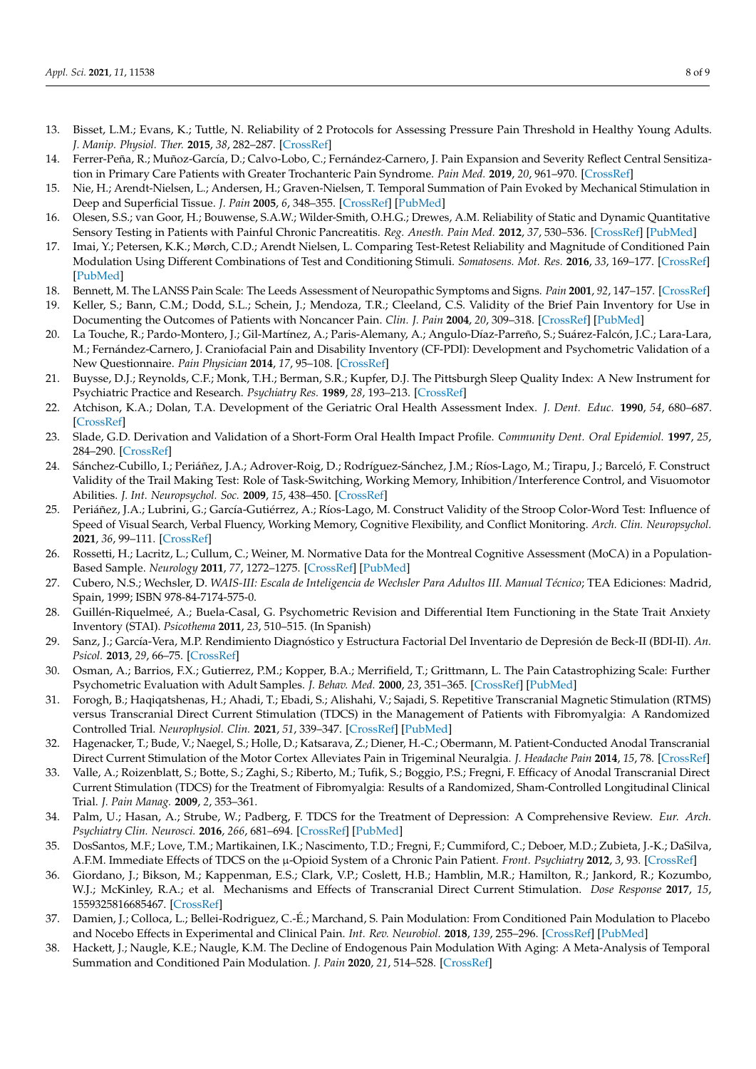13. Bisset, L.M.; Evans, K.; Tuttle, N. Reliability of 2 Protocols for Assessing Pressure Pain Threshold in Healthy Young Adults. *J. Manip. Physiol. Ther.* **2015**, *38*, 282–287. [CrossRef]
14. Ferrer-Peña, R.; Muñoz-García, D.; Calvo-Lobo, C.; Fernández-Carnero, J. Pain Expansion and Severity Reflect Central Sensitization in Primary Care Patients with Greater Trochanteric Pain Syndrome. *Pain Med.* **2019**, *20*, 961–970. [CrossRef]
15. Nie, H.; Arendt-Nielsen, L.; Andersen, H.; Graven-Nielsen, T. Temporal Summation of Pain Evoked by Mechanical Stimulation in Deep and Superficial Tissue. *J. Pain* **2005**, *6*, 348–355. [CrossRef] [PubMed]
16. Olesen, S.S.; van Goor, H.; Bouwense, S.A.W.; Wilder-Smith, O.H.G.; Drewes, A.M. Reliability of Static and Dynamic Quantitative Sensory Testing in Patients with Painful Chronic Pancreatitis. *Reg. Anesth. Pain Med.* **2012**, *37*, 530–536. [CrossRef] [PubMed]
17. Imai, Y.; Petersen, K.K.; Mørch, C.D.; Arendt Nielsen, L. Comparing Test-Retest Reliability and Magnitude of Conditioned Pain Modulation Using Different Combinations of Test and Conditioning Stimuli. *Somatosens. Mot. Res.* **2016**, *33*, 169–177. [CrossRef] [PubMed]
18. Bennett, M. The LANSS Pain Scale: The Leeds Assessment of Neuropathic Symptoms and Signs. *Pain* **2001**, *92*, 147–157. [CrossRef]
19. Keller, S.; Bann, C.M.; Dodd, S.L.; Schein, J.; Mendoza, T.R.; Cleeland, C.S. Validity of the Brief Pain Inventory for Use in Documenting the Outcomes of Patients with Noncancer Pain. *Clin. J. Pain* **2004**, *20*, 309–318. [CrossRef] [PubMed]
20. La Touche, R.; Pardo-Montero, J.; Gil-Martínez, A.; Paris-Alemany, A.; Angulo-Díaz-Parreño, S.; Suárez-Falcón, J.C.; Lara-Lara, M.; Fernández-Carnero, J. Craniofacial Pain and Disability Inventory (CF-PDI): Development and Psychometric Validation of a New Questionnaire. *Pain Physician* **2014**, *17*, 95–108. [CrossRef]
21. Buysse, D.J.; Reynolds, C.F.; Monk, T.H.; Berman, S.R.; Kupfer, D.J. The Pittsburgh Sleep Quality Index: A New Instrument for Psychiatric Practice and Research. *Psychiatry Res.* **1989**, *28*, 193–213. [CrossRef]
22. Atchison, K.A.; Dolan, T.A. Development of the Geriatric Oral Health Assessment Index. *J. Dent. Educ.* **1990**, *54*, 680–687. [CrossRef]
23. Slade, G.D. Derivation and Validation of a Short-Form Oral Health Impact Profile. *Community Dent. Oral Epidemiol.* **1997**, *25*, 284–290. [CrossRef]
24. Sánchez-Cubillo, I.; Periáñez, J.A.; Adrover-Roig, D.; Rodríguez-Sánchez, J.M.; Ríos-Lago, M.; Tirapu, J.; Barceló, F. Construct Validity of the Trail Making Test: Role of Task-Switching, Working Memory, Inhibition/Interference Control, and Visuomotor Abilities. *J. Int. Neuropsychol. Soc.* **2009**, *15*, 438–450. [CrossRef]
25. Periáñez, J.A.; Lubrini, G.; García-Gutiérrez, A.; Ríos-Lago, M. Construct Validity of the Stroop Color-Word Test: Influence of Speed of Visual Search, Verbal Fluency, Working Memory, Cognitive Flexibility, and Conflict Monitoring. *Arch. Clin. Neuropsychol.* **2021**, *36*, 99–111. [CrossRef]
26. Rossetti, H.; Lacritz, L.; Cullum, C.; Weiner, M. Normative Data for the Montreal Cognitive Assessment (MoCA) in a Population-Based Sample. *Neurology* **2011**, *77*, 1272–1275. [CrossRef] [PubMed]
27. Cubero, N.S.; Wechsler, D. *WAIS-III: Escala de Inteligencia de Wechsler Para Adultos III. Manual Técnico*; TEA Ediciones: Madrid, Spain, 1999; ISBN 978-84-7174-575-0.
28. Guillén-Riquelmeé, A.; Buela-Casal, G. Psychometric Revision and Differential Item Functioning in the State Trait Anxiety Inventory (STAI). *Psicothema* **2011**, *23*, 510–515. (In Spanish)
29. Sanz, J.; García-Vera, M.P. Rendimiento Diagnóstico y Estructura Factorial Del Inventario de Depresión de Beck-II (BDI-II). *An. Psicol.* **2013**, *29*, 66–75. [CrossRef]
30. Osman, A.; Barrios, F.X.; Gutierrez, P.M.; Kopper, B.A.; Merrifield, T.; Grittmann, L. The Pain Catastrophizing Scale: Further Psychometric Evaluation with Adult Samples. *J. Behav. Med.* **2000**, *23*, 351–365. [CrossRef] [PubMed]
31. Forogh, B.; Haqiqatshenas, H.; Ahadi, T.; Ebadi, S.; Alishahi, V.; Sajadi, S. Repetitive Transcranial Magnetic Stimulation (RTMS) versus Transcranial Direct Current Stimulation (TDCS) in the Management of Patients with Fibromyalgia: A Randomized Controlled Trial. *Neurophysiol. Clin.* **2021**, *51*, 339–347. [CrossRef] [PubMed]
32. Hagenacker, T.; Bude, V.; Naegel, S.; Holle, D.; Katsarava, Z.; Diener, H.-C.; Obermann, M. Patient-Conducted Anodal Transcranial Direct Current Stimulation of the Motor Cortex Alleviates Pain in Trigeminal Neuralgia. *J. Headache Pain* **2014**, *15*, 78. [CrossRef]
33. Valle, A.; Roizenblatt, S.; Botte, S.; Zaghi, S.; Riberto, M.; Tufik, S.; Boggio, P.S.; Fregni, F. Efficacy of Anodal Transcranial Direct Current Stimulation (TDCS) for the Treatment of Fibromyalgia: Results of a Randomized, Sham-Controlled Longitudinal Clinical Trial. *J. Pain Manag.* **2009**, *2*, 353–361.
34. Palm, U.; Hasan, A.; Strube, W.; Padberg, F. TDCS for the Treatment of Depression: A Comprehensive Review. *Eur. Arch. Psychiatry Clin. Neurosci.* **2016**, *266*, 681–694. [CrossRef] [PubMed]
35. DosSantos, M.F.; Love, T.M.; Martikainen, I.K.; Nascimento, T.D.; Fregni, F.; Cummiford, C.; Deboer, M.D.; Zubieta, J.-K.; DaSilva, A.F.M. Immediate Effects of TDCS on the μ-Opioid System of a Chronic Pain Patient. *Front. Psychiatry* **2012**, *3*, 93. [CrossRef]
36. Giordano, J.; Bikson, M.; Kappenman, E.S.; Clark, V.P.; Coslett, H.B.; Hamblin, M.R.; Hamilton, R.; Jankord, R.; Kozumbo, W.J.; McKinley, R.A.; et al. Mechanisms and Effects of Transcranial Direct Current Stimulation. *Dose Response* **2017**, *15*, 1559325816685467. [CrossRef]
37. Damien, J.; Colloca, L.; Bellei-Rodriguez, C.-É.; Marchand, S. Pain Modulation: From Conditioned Pain Modulation to Placebo and Nocebo Effects in Experimental and Clinical Pain. *Int. Rev. Neurobiol.* **2018**, *139*, 255–296. [CrossRef] [PubMed]
38. Hackett, J.; Naugle, K.E.; Naugle, K.M. The Decline of Endogenous Pain Modulation With Aging: A Meta-Analysis of Temporal Summation and Conditioned Pain Modulation. *J. Pain* **2020**, *21*, 514–528. [CrossRef]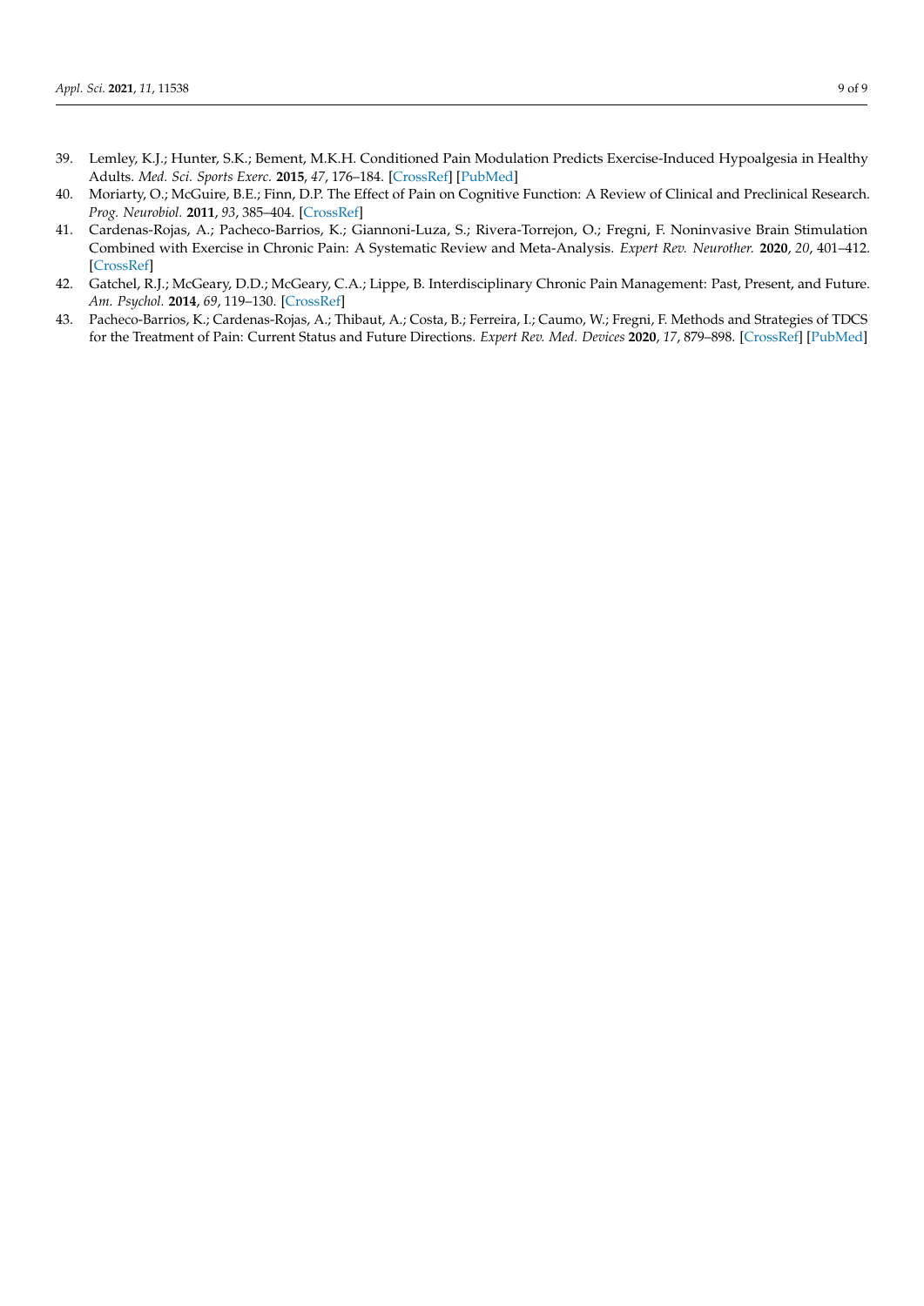39. Lemley, K.J.; Hunter, S.K.; Bement, M.K.H. Conditioned Pain Modulation Predicts Exercise-Induced Hypoalgesia in Healthy Adults. *Med. Sci. Sports Exerc.* **2015**, *47*, 176–184. [CrossRef] [PubMed]
40. Moriarty, O.; McGuire, B.E.; Finn, D.P. The Effect of Pain on Cognitive Function: A Review of Clinical and Preclinical Research. *Prog. Neurobiol.* **2011**, *93*, 385–404. [CrossRef]
41. Cardenas-Rojas, A.; Pacheco-Barrios, K.; Giannoni-Luza, S.; Rivera-Torrejon, O.; Fregni, F. Noninvasive Brain Stimulation Combined with Exercise in Chronic Pain: A Systematic Review and Meta-Analysis. *Expert Rev. Neurother.* **2020**, *20*, 401–412. [CrossRef]
42. Gatchel, R.J.; McGeary, D.D.; McGeary, C.A.; Lippe, B. Interdisciplinary Chronic Pain Management: Past, Present, and Future. *Am. Psychol.* **2014**, *69*, 119–130. [CrossRef]
43. Pacheco-Barrios, K.; Cardenas-Rojas, A.; Thibaut, A.; Costa, B.; Ferreira, I.; Caumo, W.; Fregni, F. Methods and Strategies of TDCS for the Treatment of Pain: Current Status and Future Directions. *Expert Rev. Med. Devices* **2020**, *17*, 879–898. [CrossRef] [PubMed]